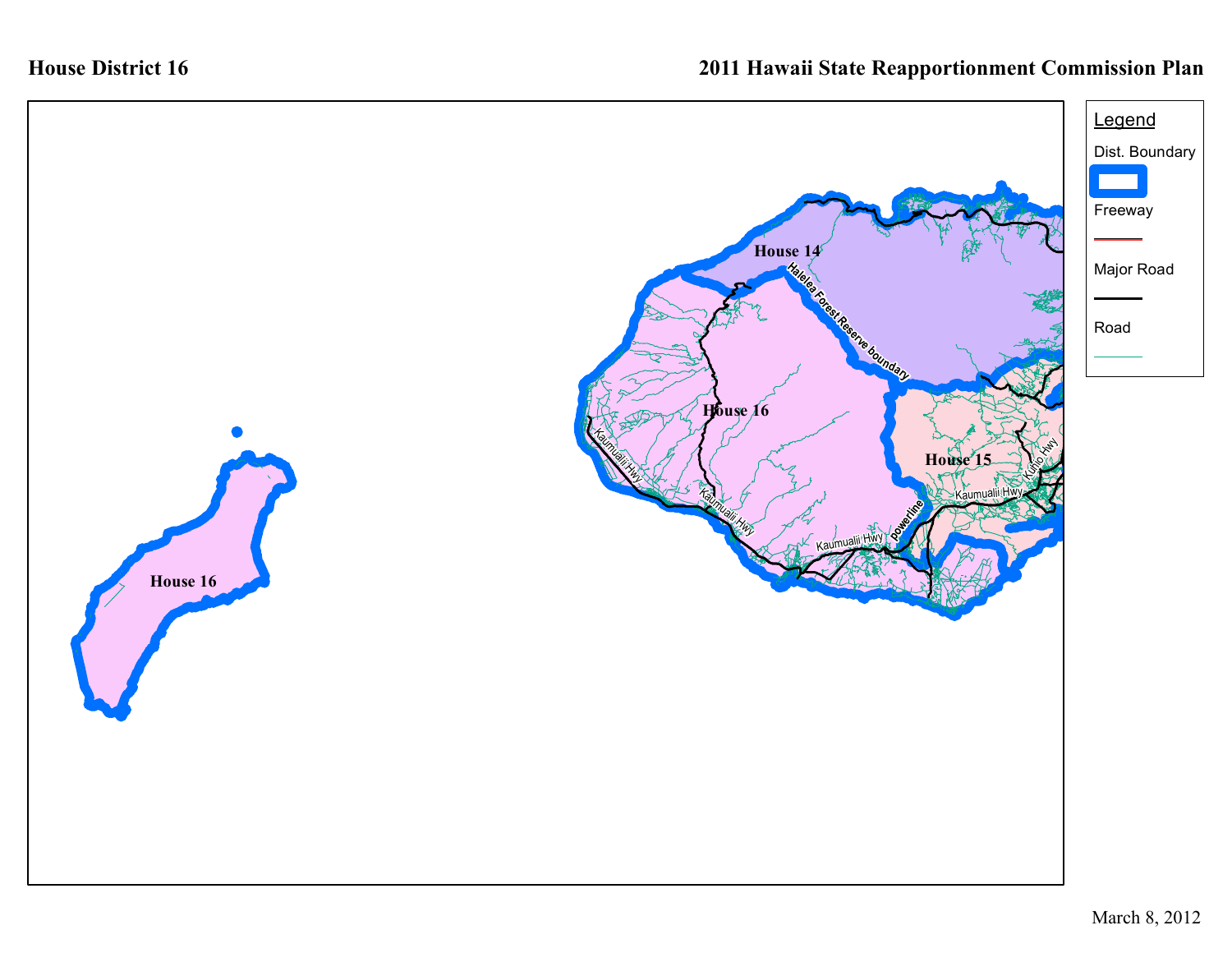**House District 16**

**2011 Hawaii State Reapportionment Commission Plan**

House 14

House 16

House 15

House 16

Halelea Forest Reserve boundary

Kaumualii Hwy

Kaumualii Hwy

Kaumualii Hwy

Kaumualii Hwy

Kuhio Hwy

powerline

Legend

Dist. Boundary

Freeway

Major Road

Road

March 8, 2012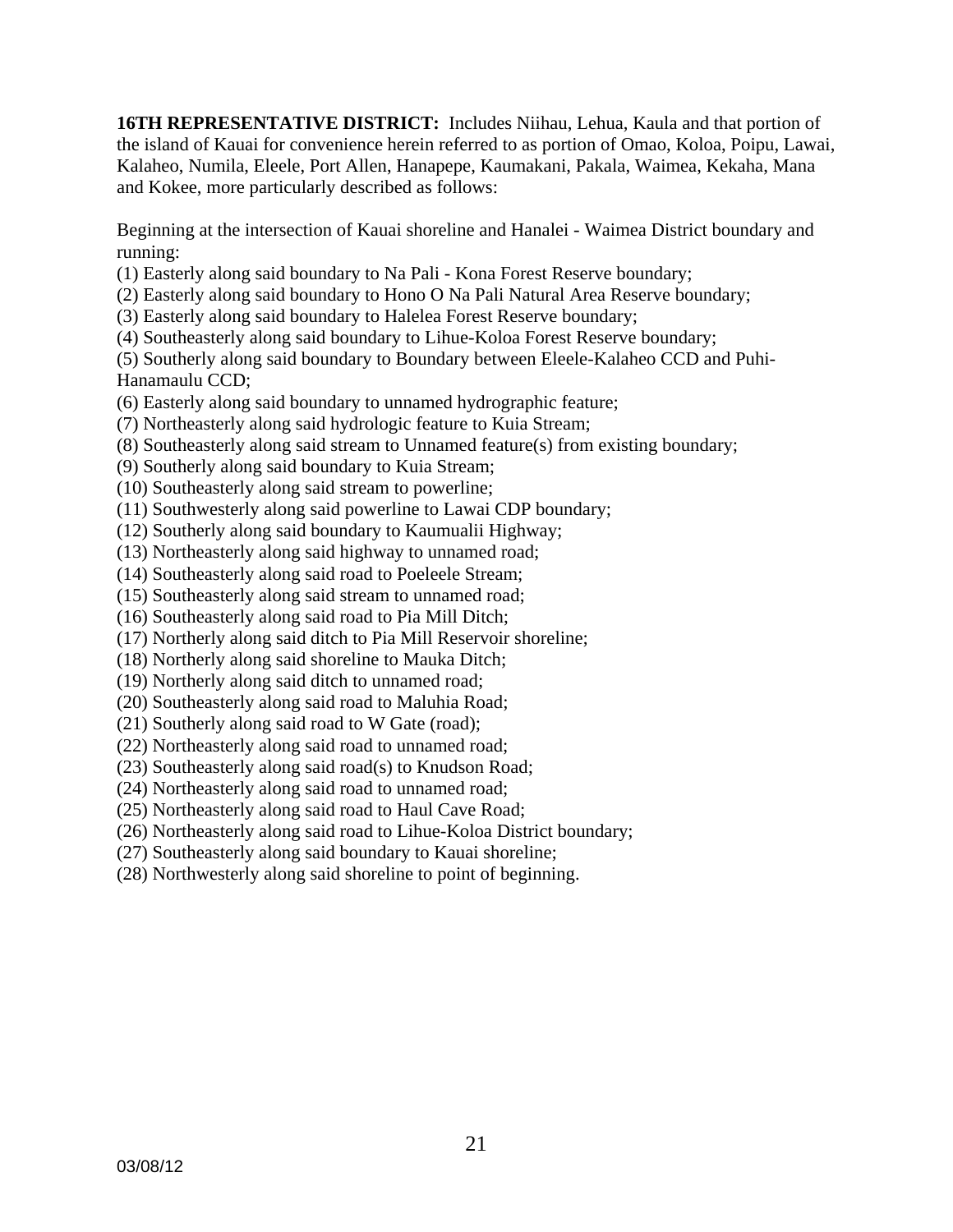**16TH REPRESENTATIVE DISTRICT:** Includes Niihau, Lehua, Kaula and that portion of the island of Kauai for convenience herein referred to as portion of Omao, Koloa, Poipu, Lawai, Kalaheo, Numila, Eleele, Port Allen, Hanapepe, Kaumakani, Pakala, Waimea, Kekaha, Mana and Kokee, more particularly described as follows:

Beginning at the intersection of Kauai shoreline and Hanalei - Waimea District boundary and running:

(1) Easterly along said boundary to Na Pali - Kona Forest Reserve boundary;
(2) Easterly along said boundary to Hono O Na Pali Natural Area Reserve boundary;
(3) Easterly along said boundary to Halelea Forest Reserve boundary;
(4) Southeasterly along said boundary to Lihue-Koloa Forest Reserve boundary;
(5) Southerly along said boundary to Boundary between Eleele-Kalaheo CCD and Puhi-Hanamaulu CCD;
(6) Easterly along said boundary to unnamed hydrographic feature;
(7) Northeasterly along said hydrologic feature to Kuia Stream;
(8) Southeasterly along said stream to Unnamed feature(s) from existing boundary;
(9) Southerly along said boundary to Kuia Stream;
(10) Southeasterly along said stream to powerline;
(11) Southwesterly along said powerline to Lawai CDP boundary;
(12) Southerly along said boundary to Kaumualii Highway;
(13) Northeasterly along said highway to unnamed road;
(14) Southeasterly along said road to Poeleele Stream;
(15) Southeasterly along said stream to unnamed road;
(16) Southeasterly along said road to Pia Mill Ditch;
(17) Northerly along said ditch to Pia Mill Reservoir shoreline;
(18) Northerly along said shoreline to Mauka Ditch;
(19) Northerly along said ditch to unnamed road;
(20) Southeasterly along said road to Maluhia Road;
(21) Southerly along said road to W Gate (road);
(22) Northeasterly along said road to unnamed road;
(23) Southeasterly along said road(s) to Knudson Road;
(24) Northeasterly along said road to unnamed road;
(25) Northeasterly along said road to Haul Cave Road;
(26) Northeasterly along said road to Lihue-Koloa District boundary;
(27) Southeasterly along said boundary to Kauai shoreline;
(28) Northwesterly along said shoreline to point of beginning.